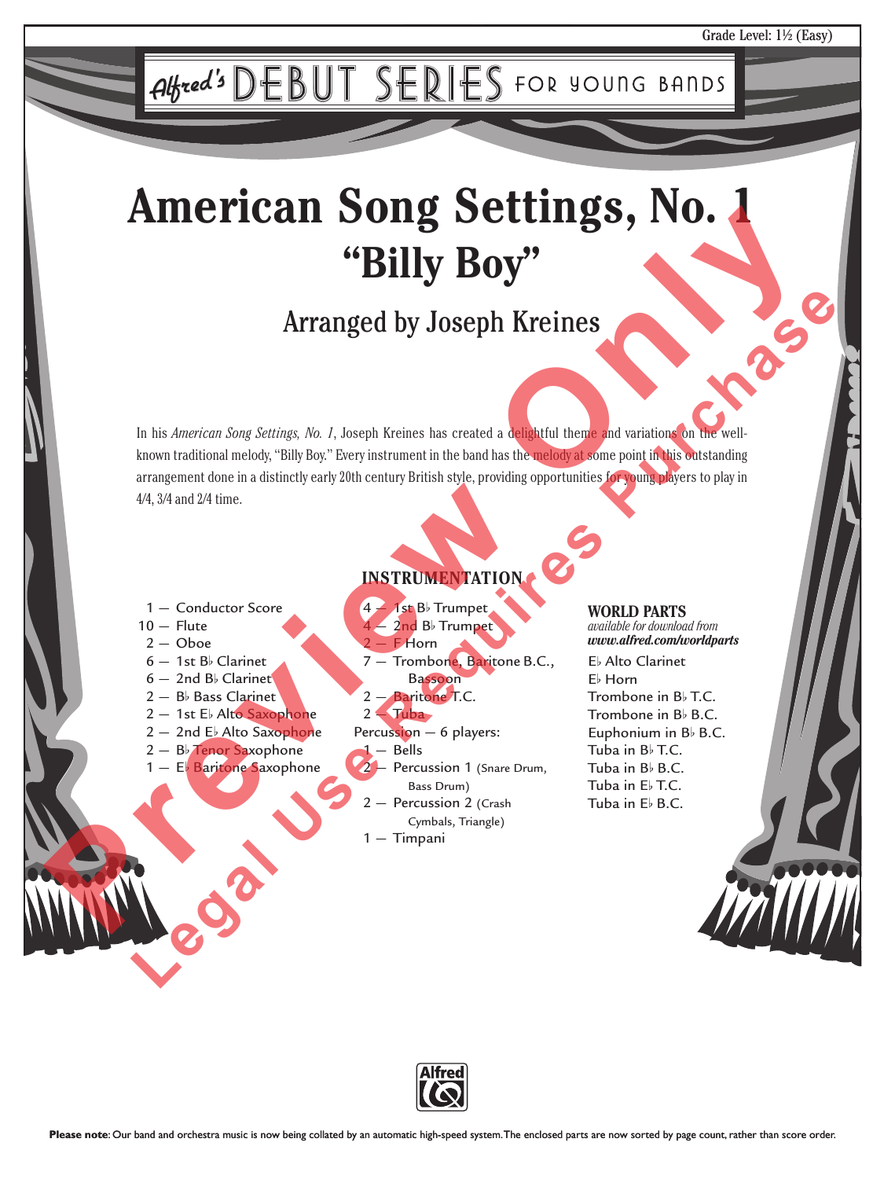Grade Level: 1½ (Easy)

Alfred's DEBUT SERIES FOR YOUNG BANDS

# American Song Settings, No. 1
## "Billy Boy"

### Arranged by Joseph Kreines

In his *American Song Settings, No. 1*, Joseph Kreines has created a delightful theme and variations on the well-known traditional melody, "Billy Boy." Every instrument in the band has the melody at some point in this outstanding arrangement done in a distinctly early 20th century British style, providing opportunities for young players to play in 4/4, 3/4 and 2/4 time.

**INSTRUMENTATION**

- 1 — Conductor Score
- 10 — Flute
- 2 — Oboe
- 6 — 1st B♭ Clarinet
- 6 — 2nd B♭ Clarinet
- 2 — B♭ Bass Clarinet
- 2 — 1st E♭ Alto Saxophone
- 2 — 2nd E♭ Alto Saxophone
- 2 — B♭ Tenor Saxophone
- 1 — E♭ Baritone Saxophone
- 4 — 1st B♭ Trumpet
- 4 — 2nd B♭ Trumpet
- 2 — F Horn
- 7 — Trombone, Baritone B.C., Bassoon
- 2 — Baritone T.C.
- 2 — Tuba
- Percussion — 6 players:
  - 1 — Bells
  - 2 — Percussion 1 (Snare Drum, Bass Drum)
  - 2 — Percussion 2 (Crash Cymbals, Triangle)
  - 1 — Timpani

**WORLD PARTS**
*available for download from*
***www.alfred.com/worldparts***

- E♭ Alto Clarinet
- E♭ Horn
- Trombone in B♭ T.C.
- Trombone in B♭ B.C.
- Euphonium in B♭ B.C.
- Tuba in B♭ T.C.
- Tuba in B♭ B.C.
- Tuba in E♭ T.C.
- Tuba in E♭ B.C.

**Please note**: Our band and orchestra music is now being collated by an automatic high-speed system. The enclosed parts are now sorted by page count, rather than score order.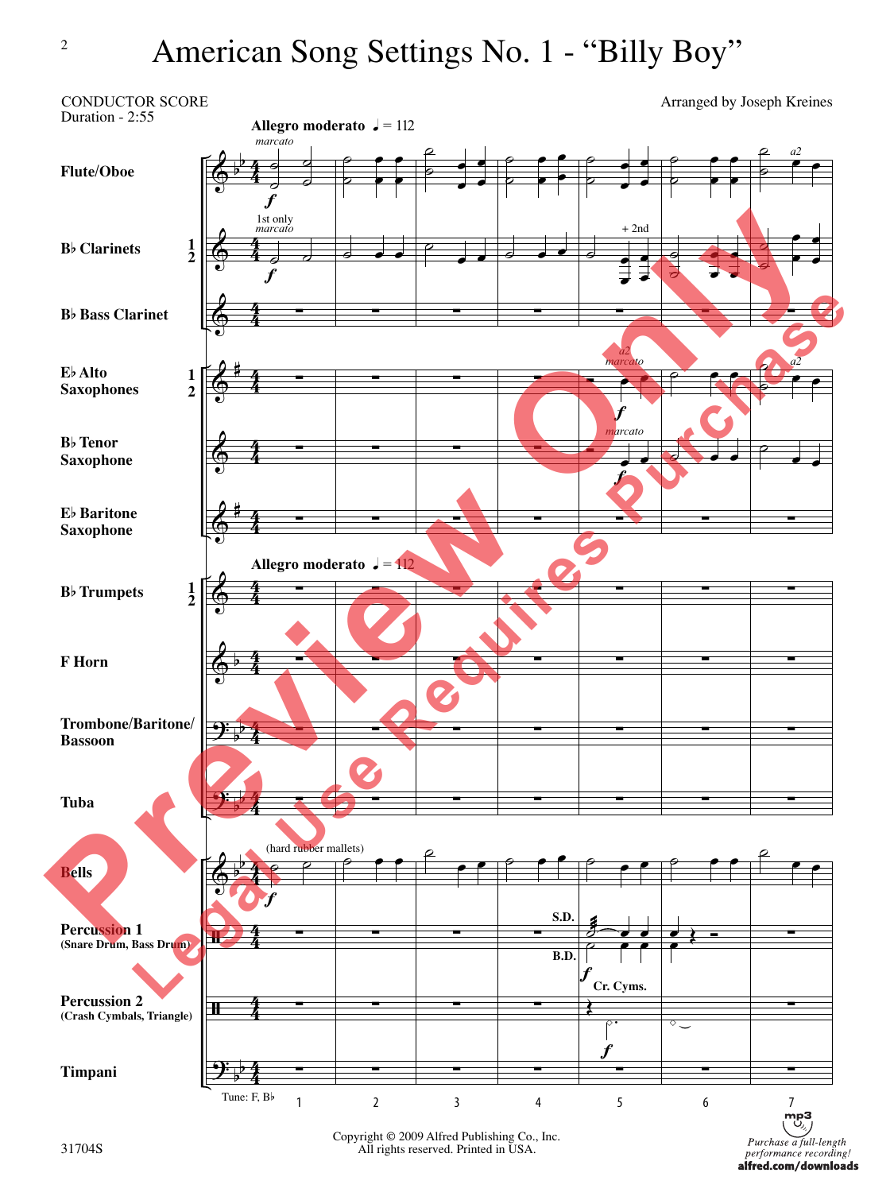# American Song Settings No. 1 - "Billy Boy"

CONDUCTOR SCORE
Duration - 2:55

Arranged by Joseph Kreines

**Allegro moderato** ♩ = 112

Flute/Oboe

B♭ Clarinets 1 2

B♭ Bass Clarinet

E♭ Alto Saxophones 1 2

B♭ Tenor Saxophone

E♭ Baritone Saxophone

B♭ Trumpets 1 2

F Horn

Trombone/Baritone/ Bassoon

Tuba

Bells

Percussion 1 (Snare Drum, Bass Drum)

Percussion 2 (Crash Cymbals, Triangle)

Timpani

Tune: F, B♭

Copyright © 2009 Alfred Publishing Co., Inc.
All rights reserved. Printed in USA.

31704S

Purchase a full-length performance recording!
alfred.com/downloads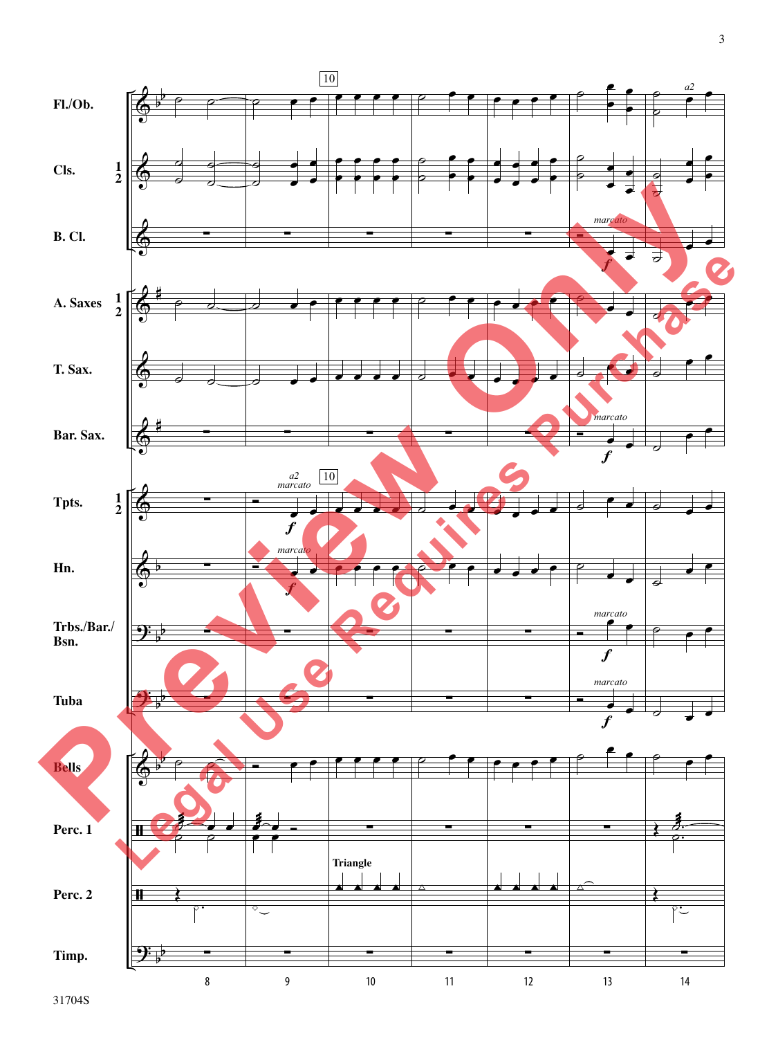Fl./Ob.

Cls. 1 2

B. Cl.

A. Saxes 1 2

T. Sax.

Bar. Sax.

Tpts. 1 2

Hn.

Trbs./Bar./ Bsn.

Tuba

Bells

Perc. 1

Perc. 2

Timp.

10

*a2*

*marcato*

*f*

Triangle

8 9 10 11 12 13 14

31704S

Preview Only

Legal Use Requires Purchase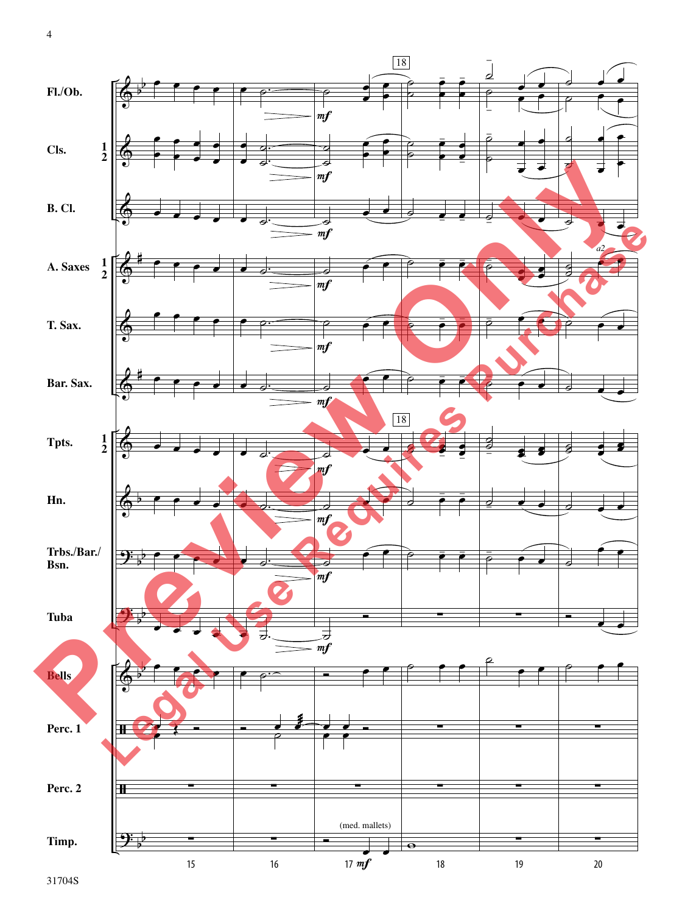Fl./Ob.

Cls. 1 2

B. Cl.

A. Saxes 1 2

T. Sax.

Bar. Sax.

Tpts. 1 2

Hn.

Trbs./Bar./ Bsn.

Tuba

Bells

Perc. 1

Perc. 2

Timp.

18

*mf*

a2

(med. mallets)

15 16 17 18 19 20

31704S

Preview Only

Legal Use Requires Purchase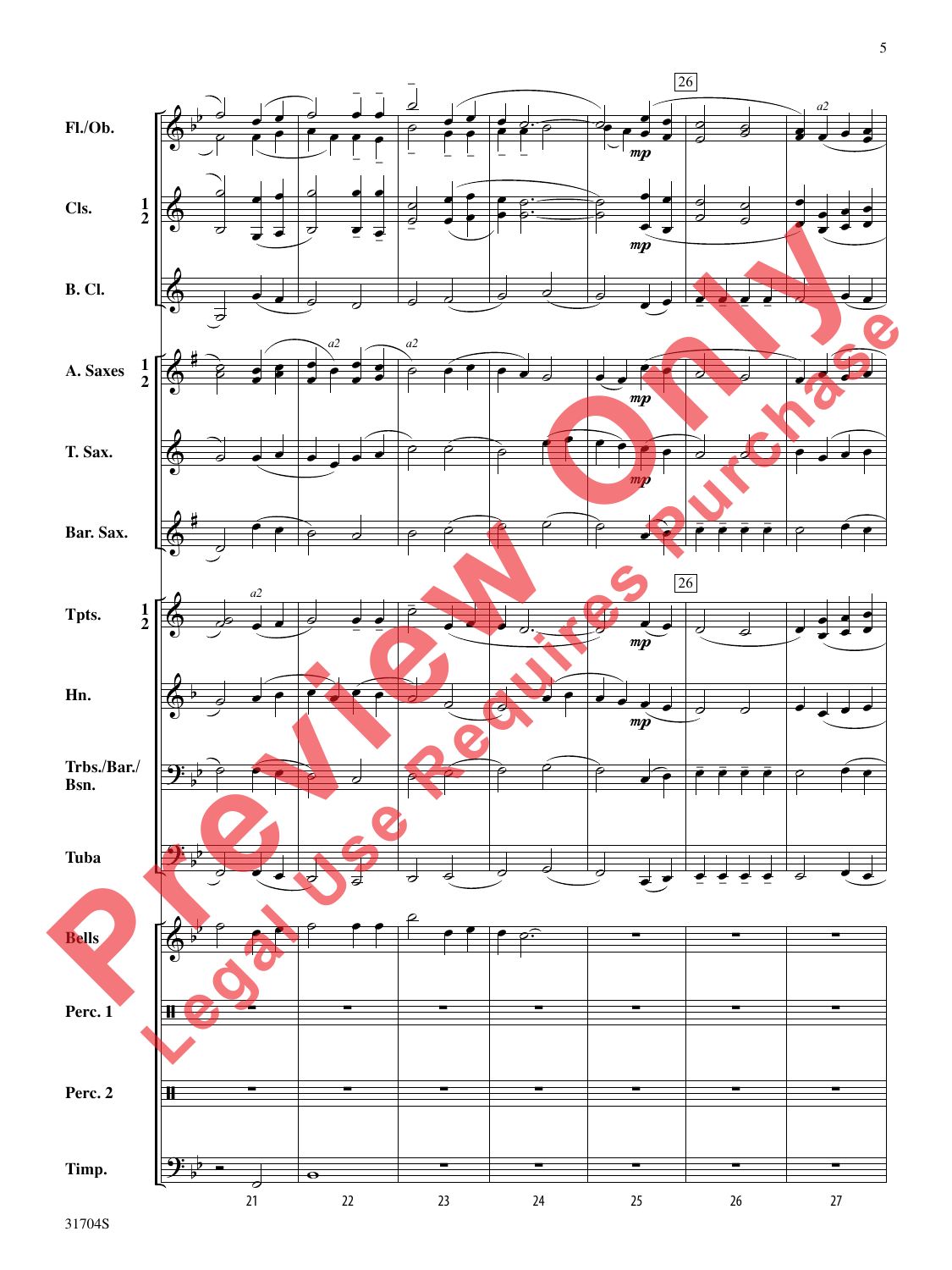Fl./Ob.

Cls. 1 2

B. Cl.

A. Saxes 1 2

T. Sax.

Bar. Sax.

Tpts. 1 2

Hn.

Trbs./Bar./ Bsn.

Tuba

Bells

Perc. 1

Perc. 2

Timp.

Preview Only

Legal Use Requires Purchase

31704S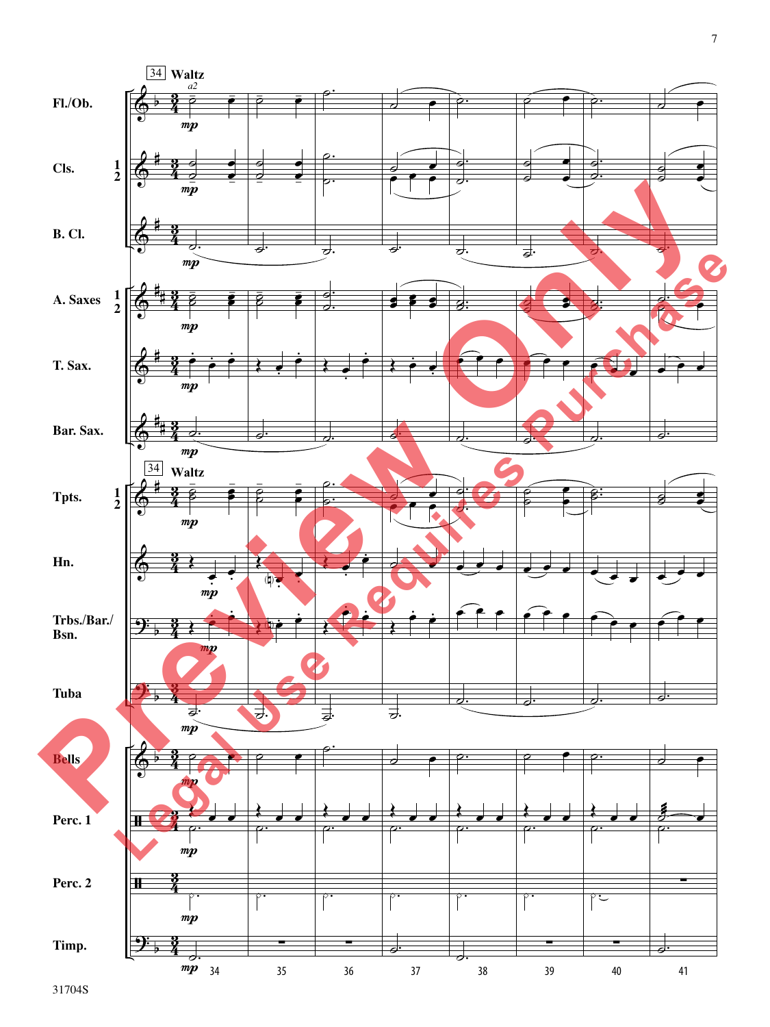34 **Waltz**

*a2*

Fl./Ob.

Cls. 1 2

B. Cl.

A. Saxes 1 2

T. Sax.

Bar. Sax.

34 **Waltz**

Tpts. 1 2

Hn.

Trbs./Bar./ Bsn.

Tuba

Bells

Perc. 1

Perc. 2

Timp.

*mp*

34 35 36 37 38 39 40 41

Preview Only

Legal Use Requires Purchase

31704S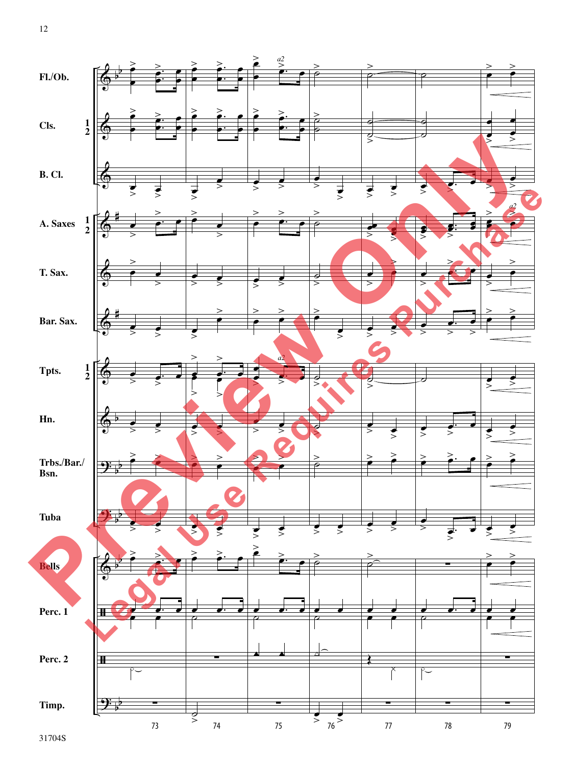Fl./Ob.

Cls. 1 2

B. Cl.

A. Saxes 1 2

T. Sax.

Bar. Sax.

Tpts. 1 2

Hn.

Trbs./Bar./ Bsn.

Tuba

Bells

Perc. 1

Perc. 2

Timp.

73 74 75 76 77 78 79

Preview Only

Legal Use Requires Purchase

31704S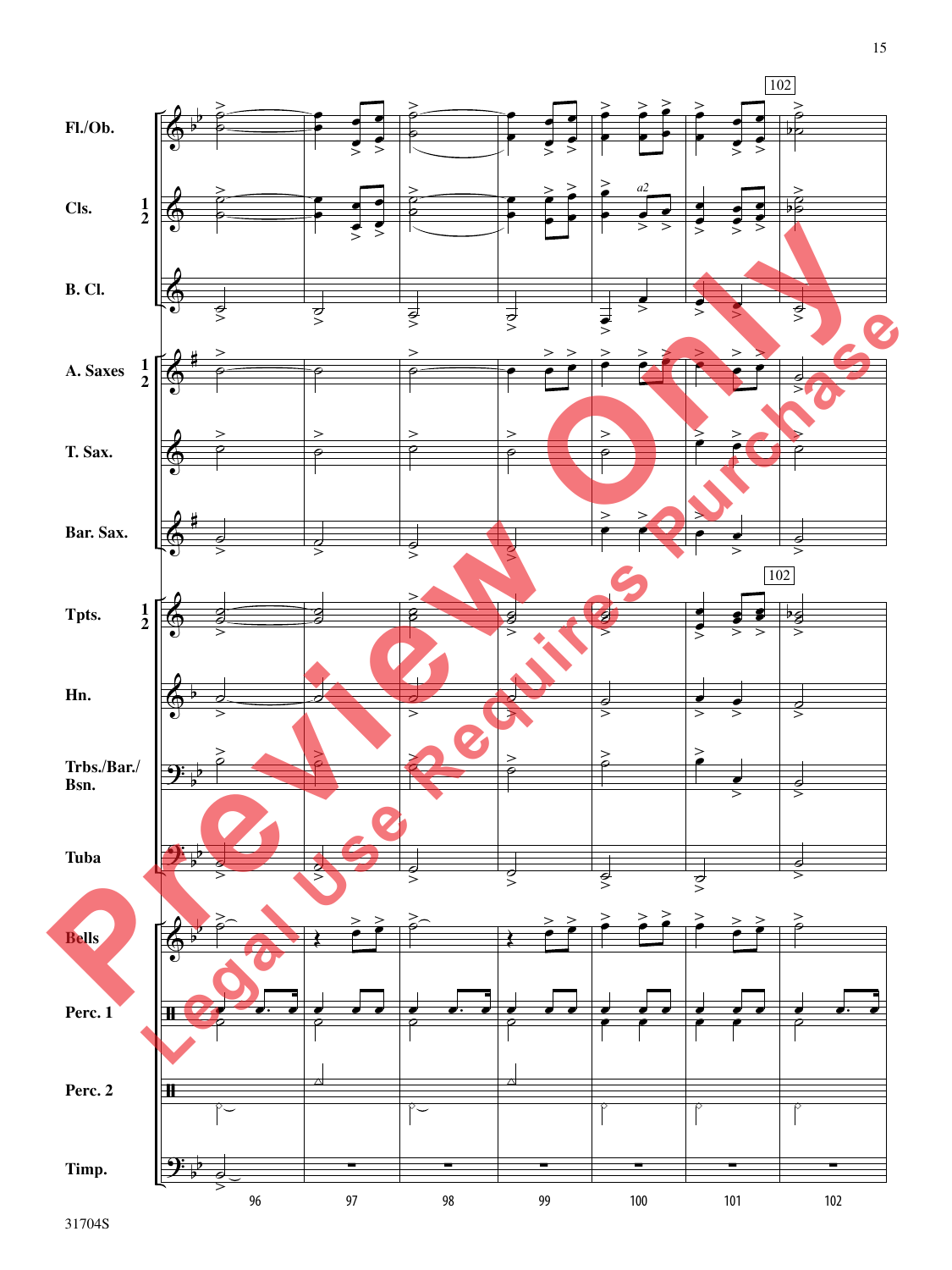Fl./Ob.

Cls. 1 2

B. Cl.

A. Saxes 1 2

T. Sax.

Bar. Sax.

Tpts. 1 2

Hn.

Trbs./Bar./ Bsn.

Tuba

Bells

Perc. 1

Perc. 2

Timp.

102

a2

96 97 98 99 100 101 102

31704S

Preview Only
Legal Use Requires Purchase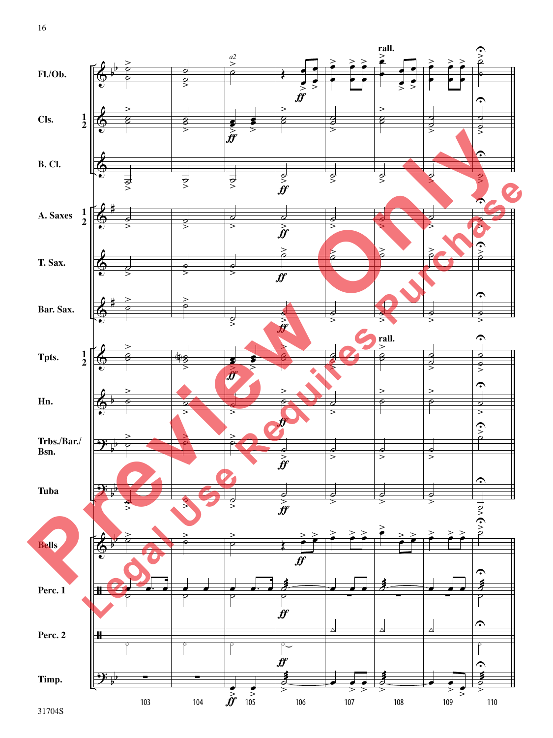Fl./Ob.

Cls. 1 2

B. Cl.

A. Saxes 1 2

T. Sax.

Bar. Sax.

Tpts. 1 2

Hn.

Trbs./Bar./ Bsn.

Tuba

Bells

Perc. 1

Perc. 2

Timp.

a2

rall.

rall.

ff

103 104 105 106 107 108 109 110

31704S

Preview Only

Legal Use Requires Purchase